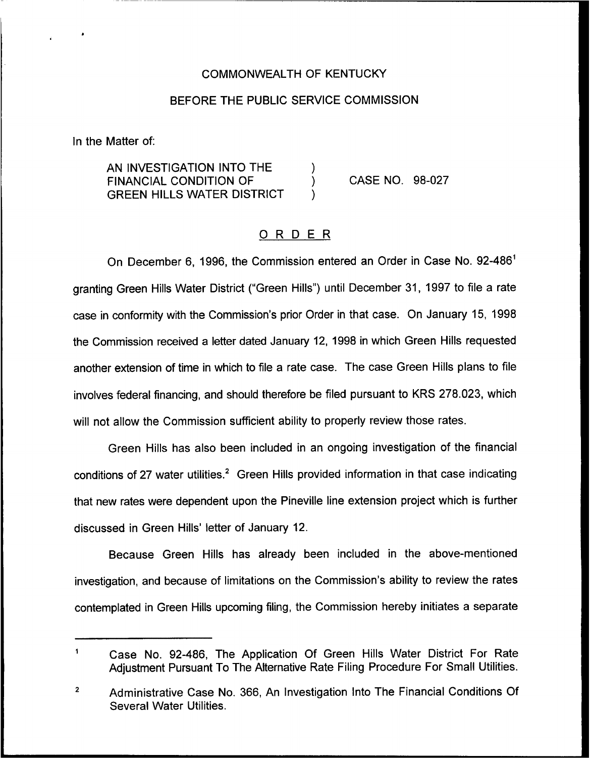COMMONWEALTH OF KENTUCKY

BEFORE THE PUBLIC SERVICE COMMISSION

In the Matter of:

AN INVESTIGATION INTO THE FINANCIAL CONDITION OF GREEN HILLS WATER DISTRICT ) CASE NO. 98-027

## ORDER

On December 6, 1996, the Commission entered an Order in Case No. 92-486[1] granting Green Hills Water District ("Green Hills") until December 31, 1997 to file a rate case in conformity with the Commission's prior Order in that case. On January 15, 1998 the Commission received a letter dated January 12, 1998 in which Green Hills requested another extension of time in which to file a rate case. The case Green Hills plans to file involves federal financing, and should therefore be filed pursuant to KRS 278.023, which will not allow the Commission sufficient ability to properly review those rates.

Green Hills has also been included in an ongoing investigation of the financial conditions of 27 water utilities.[2] Green Hills provided information in that case indicating that new rates were dependent upon the Pineville line extension project which is further discussed in Green Hills' letter of January 12.

Because Green Hills has already been included in the above-mentioned investigation, and because of limitations on the Commission's ability to review the rates contemplated in Green Hills upcoming filing, the Commission hereby initiates a separate

---

[1] Case No. 92-486, The Application Of Green Hills Water District For Rate Adjustment Pursuant To The Alternative Rate Filing Procedure For Small Utilities.

[2] Administrative Case No. 366, An Investigation Into The Financial Conditions Of Several Water Utilities.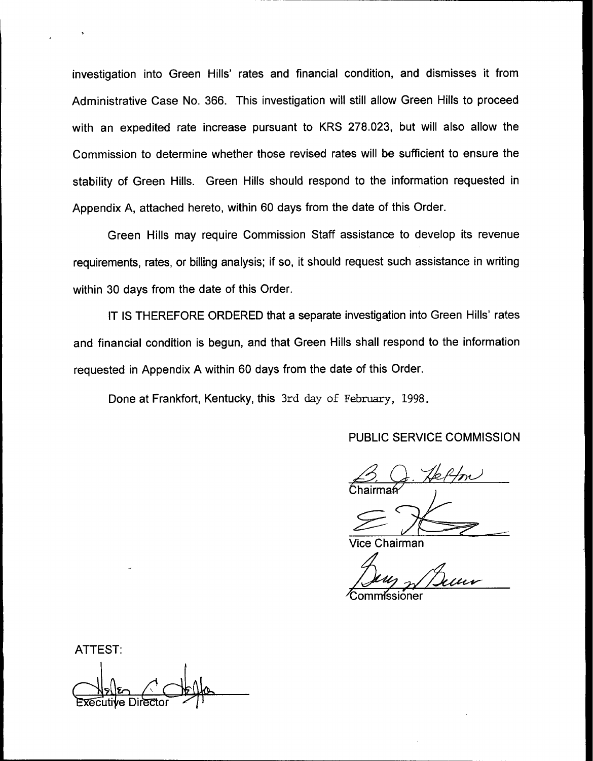investigation into Green Hills' rates and financial condition, and dismisses it from Administrative Case No. 366. This investigation will still allow Green Hills to proceed with an expedited rate increase pursuant to KRS 278.023, but will also allow the Commission to determine whether those revised rates will be sufficient to ensure the stability of Green Hills. Green Hills should respond to the information requested in Appendix A, attached hereto, within 60 days from the date of this Order.

Green Hills may require Commission Staff assistance to develop its revenue requirements, rates, or billing analysis; if so, it should request such assistance in writing within 30 days from the date of this Order.

IT IS THEREFORE ORDERED that a separate investigation into Green Hills' rates and financial condition is begun, and that Green Hills shall respond to the information requested in Appendix A within 60 days from the date of this Order.

Done at Frankfort, Kentucky, this 3rd day of February, 1998.

PUBLIC SERVICE COMMISSION

Chairman

Vice Chairman

Commissioner

ATTEST:

Executive Director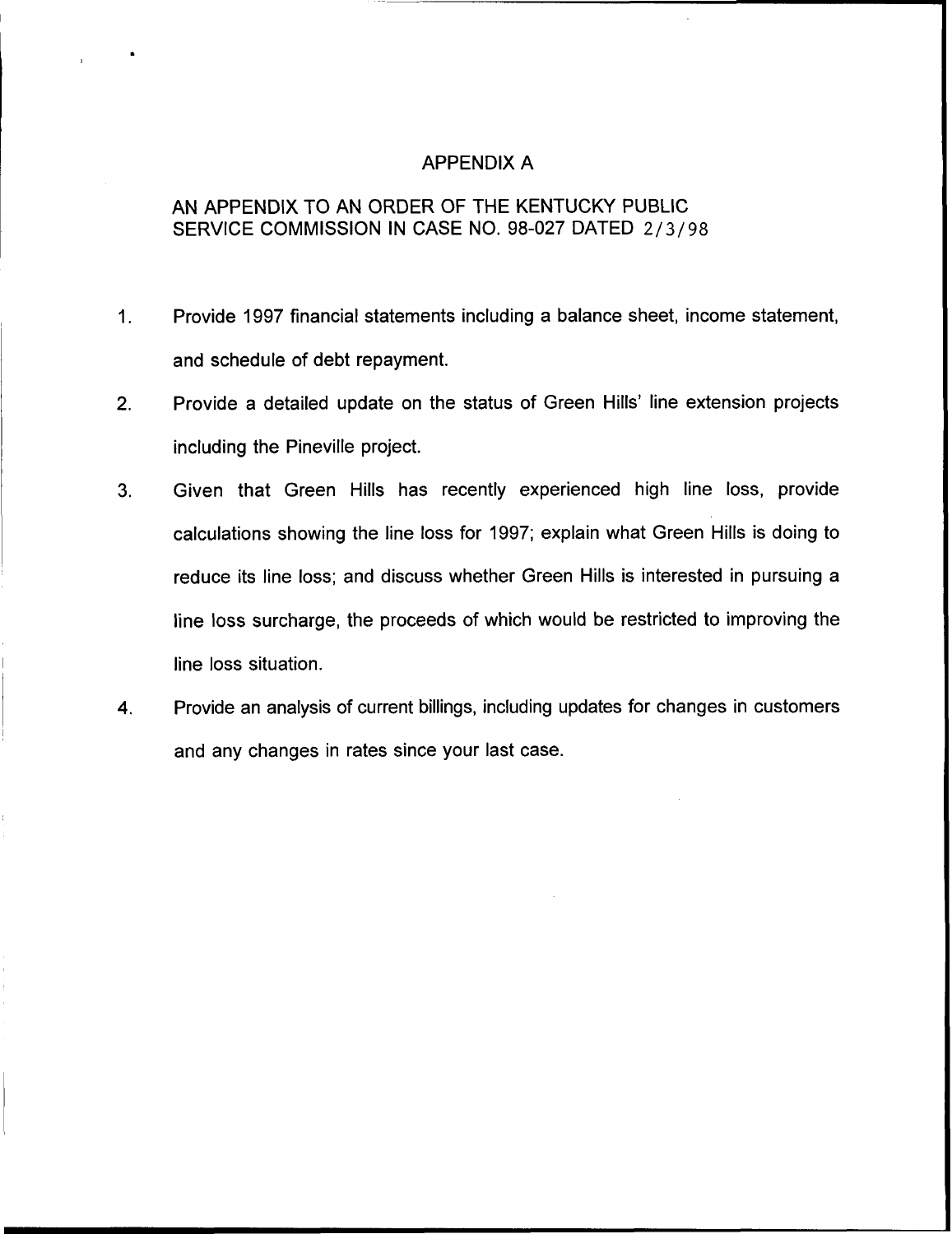# APPENDIX A

## AN APPENDIX TO AN ORDER OF THE KENTUCKY PUBLIC SERVICE COMMISSION IN CASE NO. 98-027 DATED 2/3/98

1. Provide 1997 financial statements including a balance sheet, income statement, and schedule of debt repayment.

2. Provide a detailed update on the status of Green Hills' line extension projects including the Pineville project.

3. Given that Green Hills has recently experienced high line loss, provide calculations showing the line loss for 1997; explain what Green Hills is doing to reduce its line loss; and discuss whether Green Hills is interested in pursuing a line loss surcharge, the proceeds of which would be restricted to improving the line loss situation.

4. Provide an analysis of current billings, including updates for changes in customers and any changes in rates since your last case.